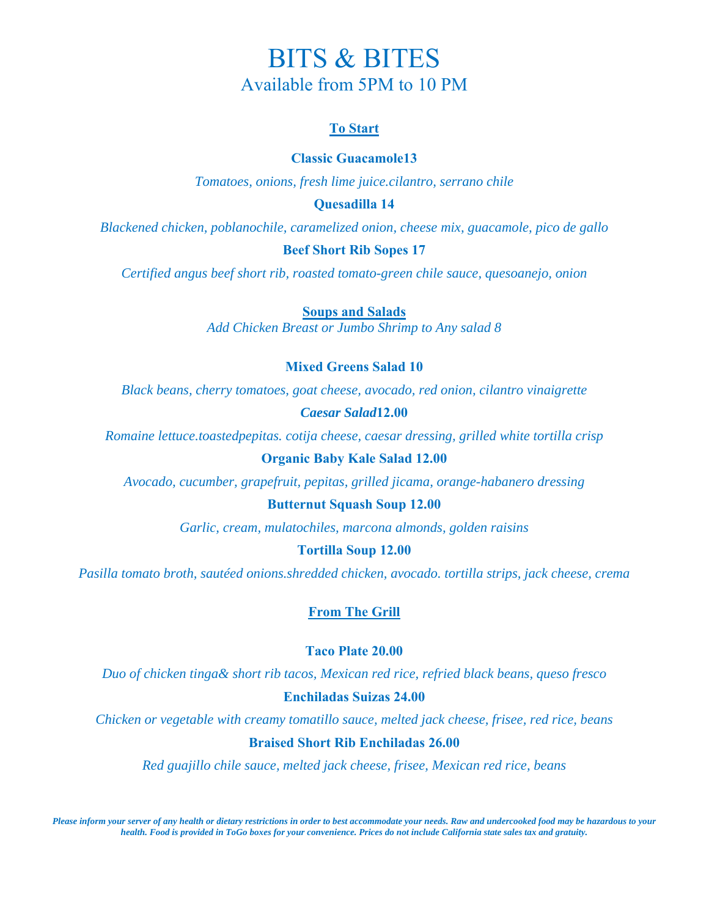# BITS & BITES

## Available from 5PM to 10 PM

### To Start

**Classic Guacamole13**

*Tomatoes, onions, fresh lime juice.cilantro, serrano chile*

**Quesadilla 14**

*Blackened chicken, poblanochile, caramelized onion, cheese mix, guacamole, pico de gallo*

**Beef Short Rib Sopes 17**

*Certified angus beef short rib, roasted tomato-green chile sauce, quesoanejo, onion*

### Soups and Salads

*Add Chicken Breast or Jumbo Shrimp to Any salad 8*

**Mixed Greens Salad 10**

*Black beans, cherry tomatoes, goat cheese, avocado, red onion, cilantro vinaigrette*

***Caesar Salad*12.00**

*Romaine lettuce.toastedpepitas. cotija cheese, caesar dressing, grilled white tortilla crisp*

**Organic Baby Kale Salad 12.00**

*Avocado, cucumber, grapefruit, pepitas, grilled jicama, orange-habanero dressing*

**Butternut Squash Soup 12.00**

*Garlic, cream, mulatochiles, marcona almonds, golden raisins*

**Tortilla Soup 12.00**

*Pasilla tomato broth, sautéed onions.shredded chicken, avocado. tortilla strips, jack cheese, crema*

### From The Grill

**Taco Plate 20.00**

*Duo of chicken tinga& short rib tacos, Mexican red rice, refried black beans, queso fresco*

**Enchiladas Suizas 24.00**

*Chicken or vegetable with creamy tomatillo sauce, melted jack cheese, frisee, red rice, beans*

**Braised Short Rib Enchiladas 26.00**

*Red guajillo chile sauce, melted jack cheese, frisee, Mexican red rice, beans*

***Please inform your server of any health or dietary restrictions in order to best accommodate your needs. Raw and undercooked food may be hazardous to your health. Food is provided in ToGo boxes for your convenience. Prices do not include California state sales tax and gratuity.***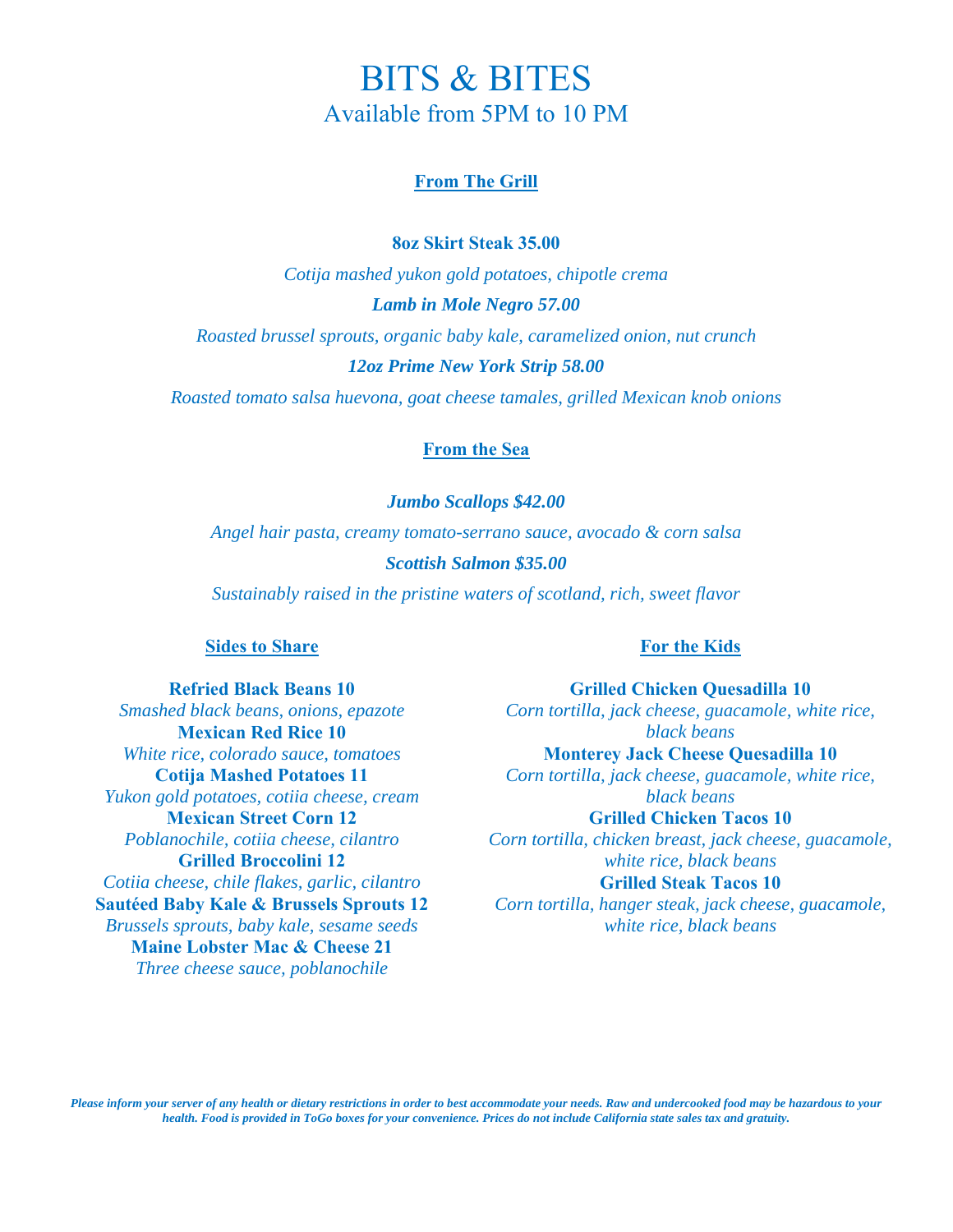# BITS & BITES

Available from 5PM to 10 PM

## From The Grill

**8oz Skirt Steak 35.00**

*Cotija mashed yukon gold potatoes, chipotle crema*

***Lamb in Mole Negro 57.00***

*Roasted brussel sprouts, organic baby kale, caramelized onion, nut crunch*

***12oz Prime New York Strip 58.00***

*Roasted tomato salsa huevona, goat cheese tamales, grilled Mexican knob onions*

## From the Sea

***Jumbo Scallops $42.00***

*Angel hair pasta, creamy tomato-serrano sauce, avocado & corn salsa*

***Scottish Salmon $35.00***

*Sustainably raised in the pristine waters of scotland, rich, sweet flavor*

## Sides to Share

**Refried Black Beans 10**
*Smashed black beans, onions, epazote*

**Mexican Red Rice 10**
*White rice, colorado sauce, tomatoes*

**Cotija Mashed Potatoes 11**
*Yukon gold potatoes, cotiia cheese, cream*

**Mexican Street Corn 12**
*Poblanochile, cotiia cheese, cilantro*

**Grilled Broccolini 12**
*Cotiia cheese, chile flakes, garlic, cilantro*

**Sautéed Baby Kale & Brussels Sprouts 12**
*Brussels sprouts, baby kale, sesame seeds*

**Maine Lobster Mac & Cheese 21**
*Three cheese sauce, poblanochile*

## For the Kids

**Grilled Chicken Quesadilla 10**
*Corn tortilla, jack cheese, guacamole, white rice, black beans*

**Monterey Jack Cheese Quesadilla 10**
*Corn tortilla, jack cheese, guacamole, white rice, black beans*

**Grilled Chicken Tacos 10**
*Corn tortilla, chicken breast, jack cheese, guacamole, white rice, black beans*

**Grilled Steak Tacos 10**
*Corn tortilla, hanger steak, jack cheese, guacamole, white rice, black beans*

***Please inform your server of any health or dietary restrictions in order to best accommodate your needs. Raw and undercooked food may be hazardous to your health. Food is provided in ToGo boxes for your convenience. Prices do not include California state sales tax and gratuity.***